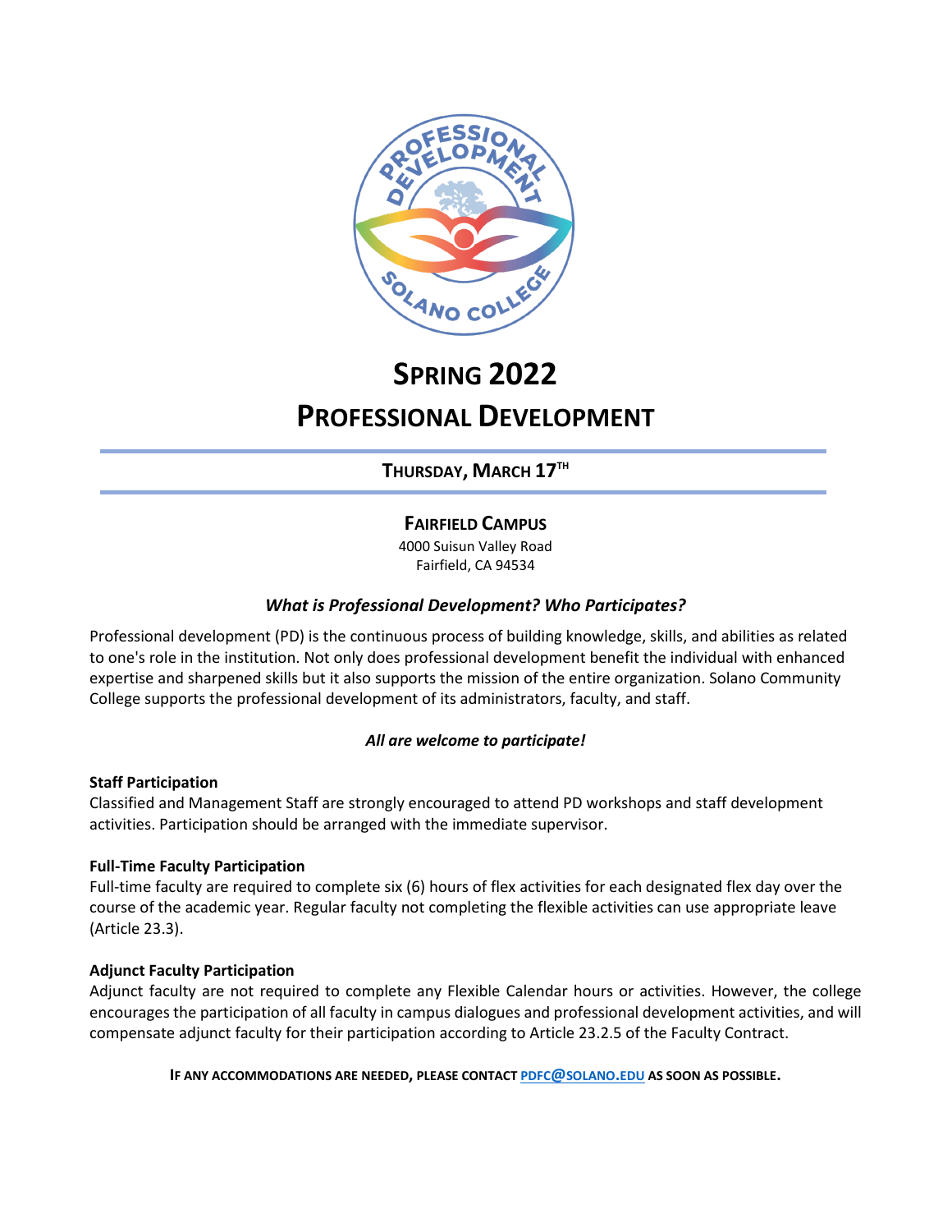# Spring 2022

# Professional Development

## Thursday, March 17th

### Fairfield Campus

4000 Suisun Valley Road
Fairfield, CA 94534

### *What is Professional Development? Who Participates?*

Professional development (PD) is the continuous process of building knowledge, skills, and abilities as related to one's role in the institution. Not only does professional development benefit the individual with enhanced expertise and sharpened skills but it also supports the mission of the entire organization. Solano Community College supports the professional development of its administrators, faculty, and staff.

***All are welcome to participate!***

**Staff Participation**
Classified and Management Staff are strongly encouraged to attend PD workshops and staff development activities. Participation should be arranged with the immediate supervisor.

**Full-Time Faculty Participation**
Full-time faculty are required to complete six (6) hours of flex activities for each designated flex day over the course of the academic year. Regular faculty not completing the flexible activities can use appropriate leave (Article 23.3).

**Adjunct Faculty Participation**
Adjunct faculty are not required to complete any Flexible Calendar hours or activities. However, the college encourages the participation of all faculty in campus dialogues and professional development activities, and will compensate adjunct faculty for their participation according to Article 23.2.5 of the Faculty Contract.

**IF ANY ACCOMMODATIONS ARE NEEDED, PLEASE CONTACT PDFC@SOLANO.EDU AS SOON AS POSSIBLE.**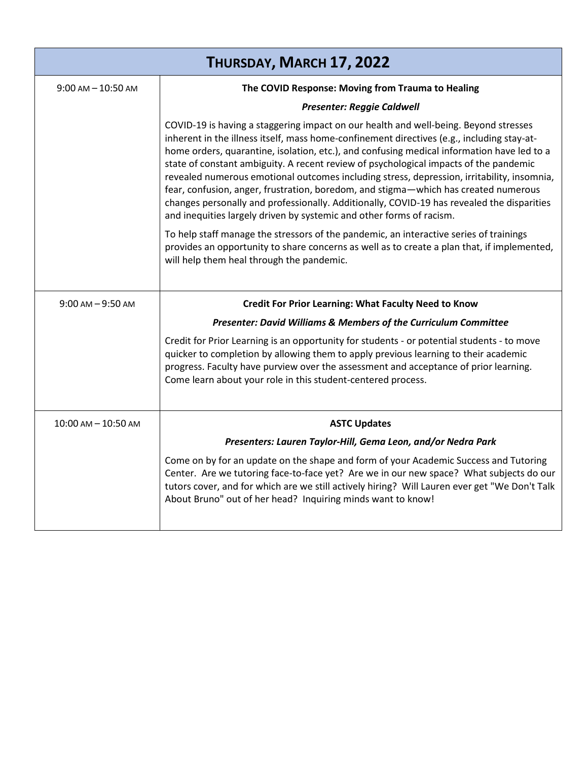# THURSDAY, MARCH 17, 2022

| Time | Session |
| --- | --- |
| 9:00 AM – 10:50 AM | **The COVID Response: Moving from Trauma to Healing**<br><br>***Presenter: Reggie Caldwell***<br><br>COVID-19 is having a staggering impact on our health and well-being. Beyond stresses inherent in the illness itself, mass home-confinement directives (e.g., including stay-at-home orders, quarantine, isolation, etc.), and confusing medical information have led to a state of constant ambiguity. A recent review of psychological impacts of the pandemic revealed numerous emotional outcomes including stress, depression, irritability, insomnia, fear, confusion, anger, frustration, boredom, and stigma—which has created numerous changes personally and professionally. Additionally, COVID-19 has revealed the disparities and inequities largely driven by systemic and other forms of racism.<br><br>To help staff manage the stressors of the pandemic, an interactive series of trainings provides an opportunity to share concerns as well as to create a plan that, if implemented, will help them heal through the pandemic. |
| 9:00 AM – 9:50 AM | **Credit For Prior Learning: What Faculty Need to Know**<br><br>***Presenter: David Williams & Members of the Curriculum Committee***<br><br>Credit for Prior Learning is an opportunity for students - or potential students - to move quicker to completion by allowing them to apply previous learning to their academic progress. Faculty have purview over the assessment and acceptance of prior learning. Come learn about your role in this student-centered process. |
| 10:00 AM – 10:50 AM | **ASTC Updates**<br><br>***Presenters: Lauren Taylor-Hill, Gema Leon, and/or Nedra Park***<br><br>Come on by for an update on the shape and form of your Academic Success and Tutoring Center. Are we tutoring face-to-face yet? Are we in our new space? What subjects do our tutors cover, and for which are we still actively hiring? Will Lauren ever get "We Don't Talk About Bruno" out of her head? Inquiring minds want to know! |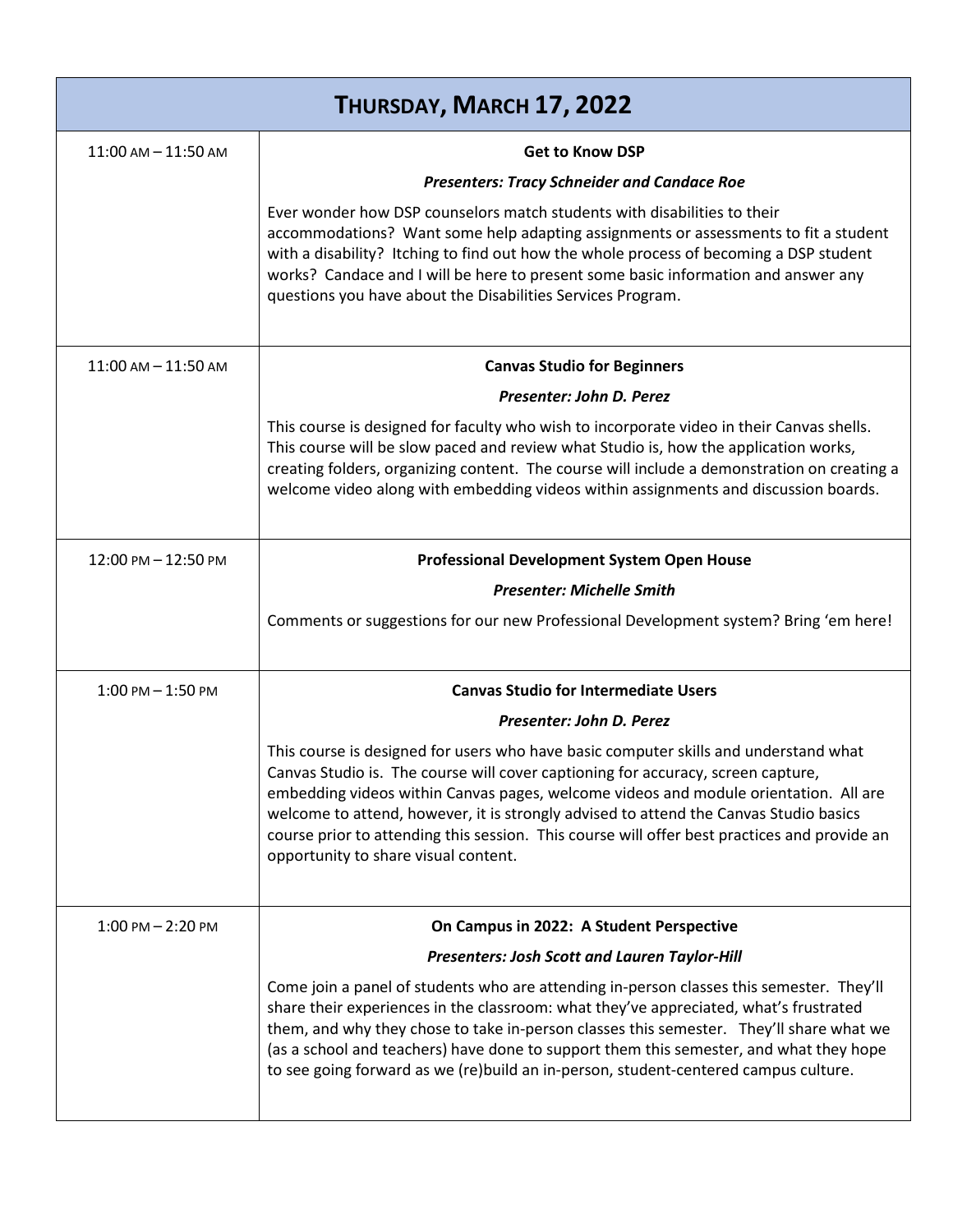| THURSDAY, MARCH 17, 2022 | |
|---|---|
| 11:00 AM – 11:50 AM | **Get to Know DSP**<br>***Presenters: Tracy Schneider and Candace Roe***<br>Ever wonder how DSP counselors match students with disabilities to their accommodations? Want some help adapting assignments or assessments to fit a student with a disability? Itching to find out how the whole process of becoming a DSP student works? Candace and I will be here to present some basic information and answer any questions you have about the Disabilities Services Program. |
| 11:00 AM – 11:50 AM | **Canvas Studio for Beginners**<br>***Presenter: John D. Perez***<br>This course is designed for faculty who wish to incorporate video in their Canvas shells. This course will be slow paced and review what Studio is, how the application works, creating folders, organizing content. The course will include a demonstration on creating a welcome video along with embedding videos within assignments and discussion boards. |
| 12:00 PM – 12:50 PM | **Professional Development System Open House**<br>***Presenter: Michelle Smith***<br>Comments or suggestions for our new Professional Development system? Bring 'em here! |
| 1:00 PM – 1:50 PM | **Canvas Studio for Intermediate Users**<br>***Presenter: John D. Perez***<br>This course is designed for users who have basic computer skills and understand what Canvas Studio is. The course will cover captioning for accuracy, screen capture, embedding videos within Canvas pages, welcome videos and module orientation. All are welcome to attend, however, it is strongly advised to attend the Canvas Studio basics course prior to attending this session. This course will offer best practices and provide an opportunity to share visual content. |
| 1:00 PM – 2:20 PM | **On Campus in 2022: A Student Perspective**<br>***Presenters: Josh Scott and Lauren Taylor-Hill***<br>Come join a panel of students who are attending in-person classes this semester. They'll share their experiences in the classroom: what they've appreciated, what's frustrated them, and why they chose to take in-person classes this semester. They'll share what we (as a school and teachers) have done to support them this semester, and what they hope to see going forward as we (re)build an in-person, student-centered campus culture. |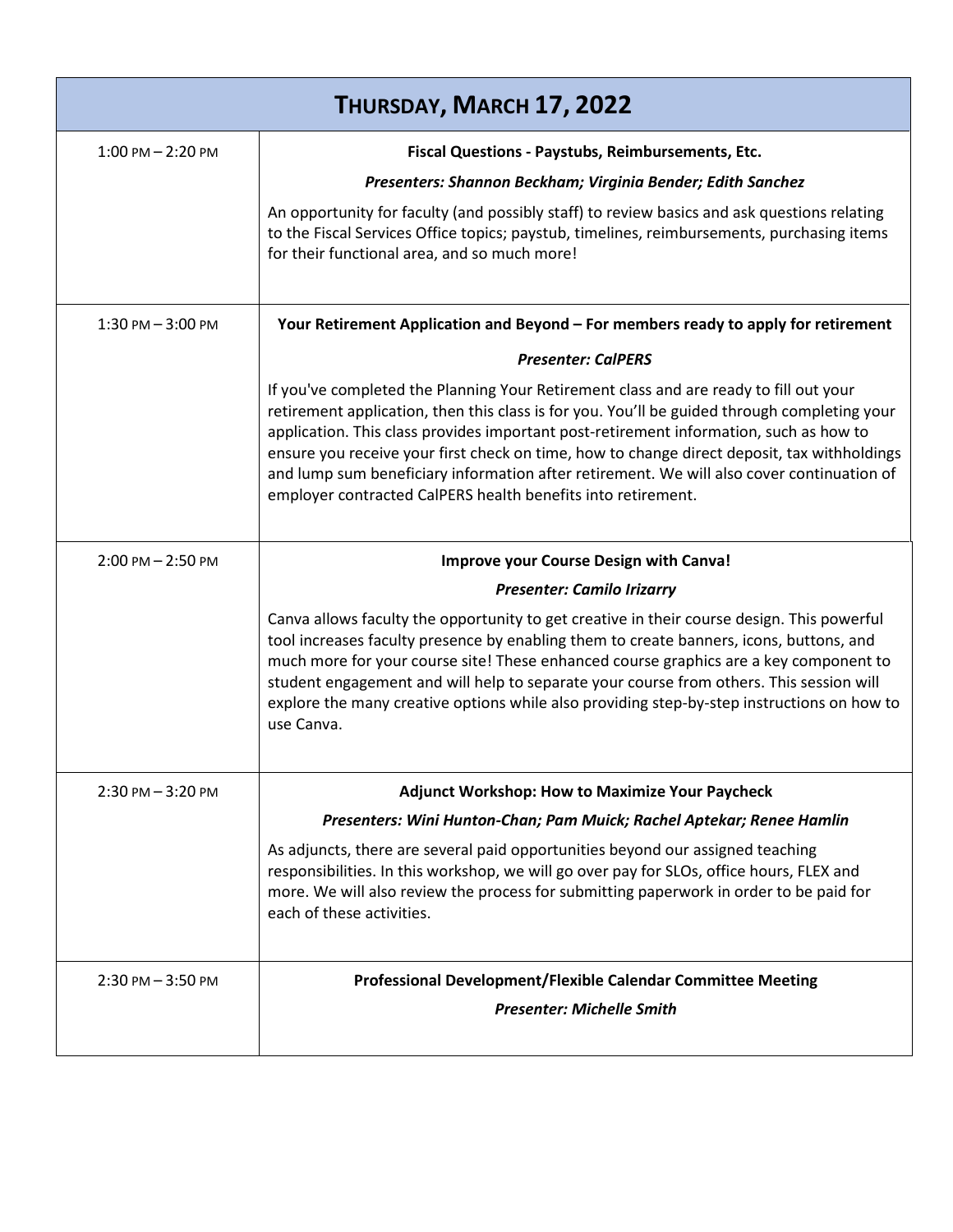| THURSDAY, MARCH 17, 2022 | |
|---|---|
| 1:00 PM – 2:20 PM | **Fiscal Questions - Paystubs, Reimbursements, Etc.**<br>***Presenters: Shannon Beckham; Virginia Bender; Edith Sanchez***<br>An opportunity for faculty (and possibly staff) to review basics and ask questions relating to the Fiscal Services Office topics; paystub, timelines, reimbursements, purchasing items for their functional area, and so much more! |
| 1:30 PM – 3:00 PM | **Your Retirement Application and Beyond – For members ready to apply for retirement**<br>***Presenter: CalPERS***<br>If you've completed the Planning Your Retirement class and are ready to fill out your retirement application, then this class is for you. You'll be guided through completing your application. This class provides important post-retirement information, such as how to ensure you receive your first check on time, how to change direct deposit, tax withholdings and lump sum beneficiary information after retirement. We will also cover continuation of employer contracted CalPERS health benefits into retirement. |
| 2:00 PM – 2:50 PM | **Improve your Course Design with Canva!**<br>***Presenter: Camilo Irizarry***<br>Canva allows faculty the opportunity to get creative in their course design. This powerful tool increases faculty presence by enabling them to create banners, icons, buttons, and much more for your course site! These enhanced course graphics are a key component to student engagement and will help to separate your course from others. This session will explore the many creative options while also providing step-by-step instructions on how to use Canva. |
| 2:30 PM – 3:20 PM | **Adjunct Workshop: How to Maximize Your Paycheck**<br>***Presenters: Wini Hunton-Chan; Pam Muick; Rachel Aptekar; Renee Hamlin***<br>As adjuncts, there are several paid opportunities beyond our assigned teaching responsibilities. In this workshop, we will go over pay for SLOs, office hours, FLEX and more. We will also review the process for submitting paperwork in order to be paid for each of these activities. |
| 2:30 PM – 3:50 PM | **Professional Development/Flexible Calendar Committee Meeting**<br>***Presenter: Michelle Smith*** |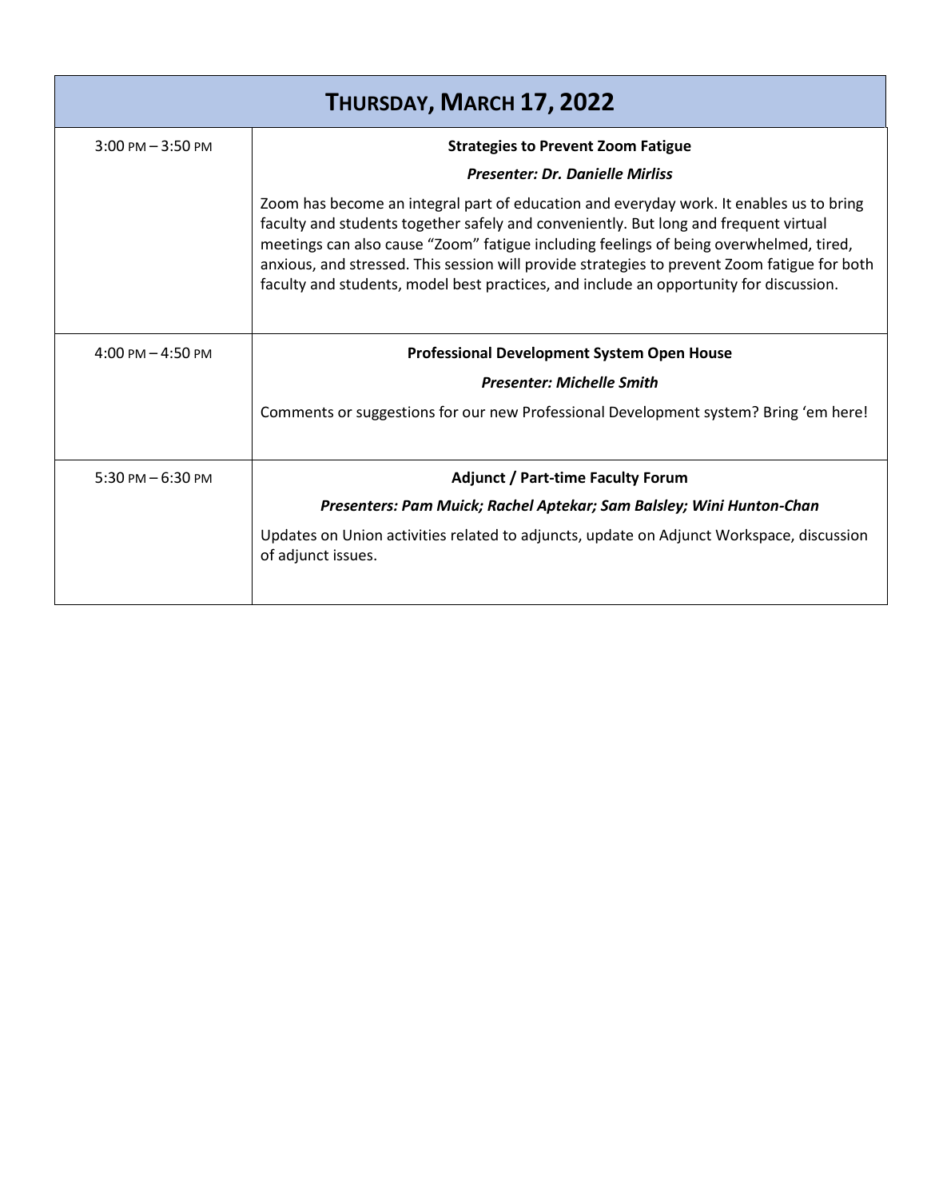| THURSDAY, MARCH 17, 2022 | |
| --- | --- |
| 3:00 PM – 3:50 PM | **Strategies to Prevent Zoom Fatigue**<br>***Presenter: Dr. Danielle Mirliss***<br>Zoom has become an integral part of education and everyday work. It enables us to bring faculty and students together safely and conveniently. But long and frequent virtual meetings can also cause "Zoom" fatigue including feelings of being overwhelmed, tired, anxious, and stressed. This session will provide strategies to prevent Zoom fatigue for both faculty and students, model best practices, and include an opportunity for discussion. |
| 4:00 PM – 4:50 PM | **Professional Development System Open House**<br>***Presenter: Michelle Smith***<br>Comments or suggestions for our new Professional Development system? Bring 'em here! |
| 5:30 PM – 6:30 PM | **Adjunct / Part-time Faculty Forum**<br>***Presenters: Pam Muick; Rachel Aptekar; Sam Balsley; Wini Hunton-Chan***<br>Updates on Union activities related to adjuncts, update on Adjunct Workspace, discussion of adjunct issues. |